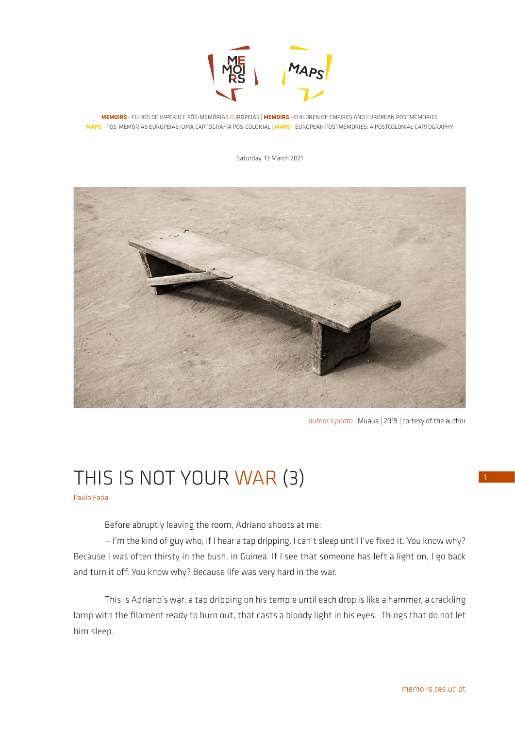**MEMOIRS** - FILHOS DE IMPÉRIO E PÓS-MEMÓRIAS EUROPEIAS | **MEMOIRS** - CHILDREN OF EMPIRES AND EUROPEAN POSTMEMORIES
**MAPS** - PÓS-MEMÓRIAS EUROPEIAS: UMA CARTOGRAFIA PÓS-COLONIAL | **MAPS** - EUROPEAN POSTMEMORIES: A POSTCOLONIAL CARTOGRAPHY

Saturday, 13 March 2021

*author's photo* | Muaua | 2019 | cortesy of the author

# THIS IS NOT YOUR WAR (3)

Paulo Faria

Before abruptly leaving the room, Adriano shoots at me:

– I'm the kind of guy who, if I hear a tap dripping, I can't sleep until I've fixed it. You know why? Because I was often thirsty in the bush, in Guinea. If I see that someone has left a light on, I go back and turn it off. You know why? Because life was very hard in the war.

This is Adriano's war: a tap dripping on his temple until each drop is like a hammer, a crackling lamp with the filament ready to burn out, that casts a bloody light in his eyes. Things that do not let him sleep.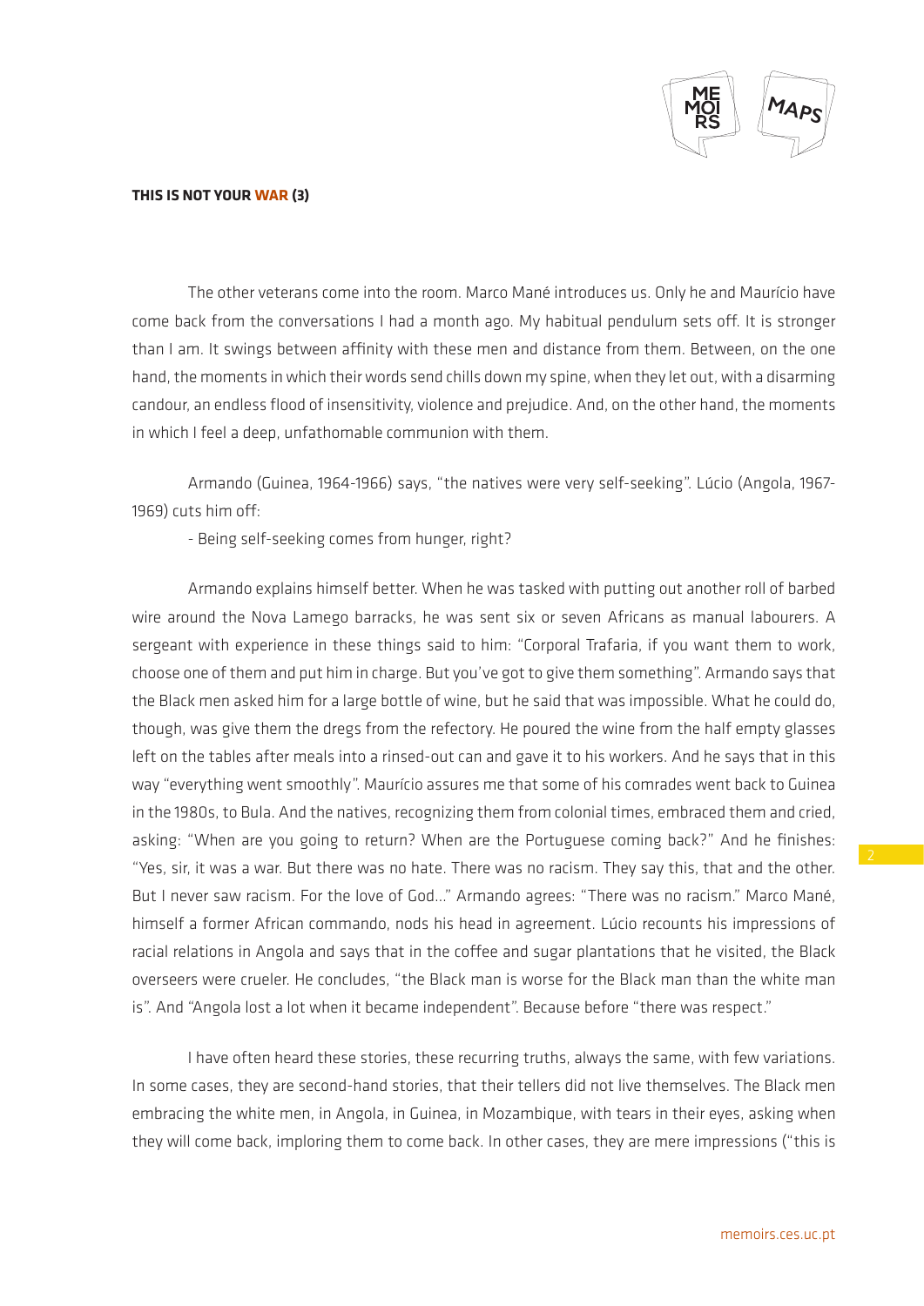**THIS IS NOT YOUR WAR (3)**

The other veterans come into the room. Marco Mané introduces us. Only he and Maurício have come back from the conversations I had a month ago. My habitual pendulum sets off. It is stronger than I am. It swings between affinity with these men and distance from them. Between, on the one hand, the moments in which their words send chills down my spine, when they let out, with a disarming candour, an endless flood of insensitivity, violence and prejudice. And, on the other hand, the moments in which I feel a deep, unfathomable communion with them.

Armando (Guinea, 1964-1966) says, "the natives were very self-seeking". Lúcio (Angola, 1967-1969) cuts him off:

- Being self-seeking comes from hunger, right?

Armando explains himself better. When he was tasked with putting out another roll of barbed wire around the Nova Lamego barracks, he was sent six or seven Africans as manual labourers. A sergeant with experience in these things said to him: "Corporal Trafaria, if you want them to work, choose one of them and put him in charge. But you've got to give them something". Armando says that the Black men asked him for a large bottle of wine, but he said that was impossible. What he could do, though, was give them the dregs from the refectory. He poured the wine from the half empty glasses left on the tables after meals into a rinsed-out can and gave it to his workers. And he says that in this way "everything went smoothly". Maurício assures me that some of his comrades went back to Guinea in the 1980s, to Bula. And the natives, recognizing them from colonial times, embraced them and cried, asking: "When are you going to return? When are the Portuguese coming back?" And he finishes: "Yes, sir, it was a war. But there was no hate. There was no racism. They say this, that and the other. But I never saw racism. For the love of God..." Armando agrees: "There was no racism." Marco Mané, himself a former African commando, nods his head in agreement. Lúcio recounts his impressions of racial relations in Angola and says that in the coffee and sugar plantations that he visited, the Black overseers were crueler. He concludes, "the Black man is worse for the Black man than the white man is". And "Angola lost a lot when it became independent". Because before "there was respect."

I have often heard these stories, these recurring truths, always the same, with few variations. In some cases, they are second-hand stories, that their tellers did not live themselves. The Black men embracing the white men, in Angola, in Guinea, in Mozambique, with tears in their eyes, asking when they will come back, imploring them to come back. In other cases, they are mere impressions ("this is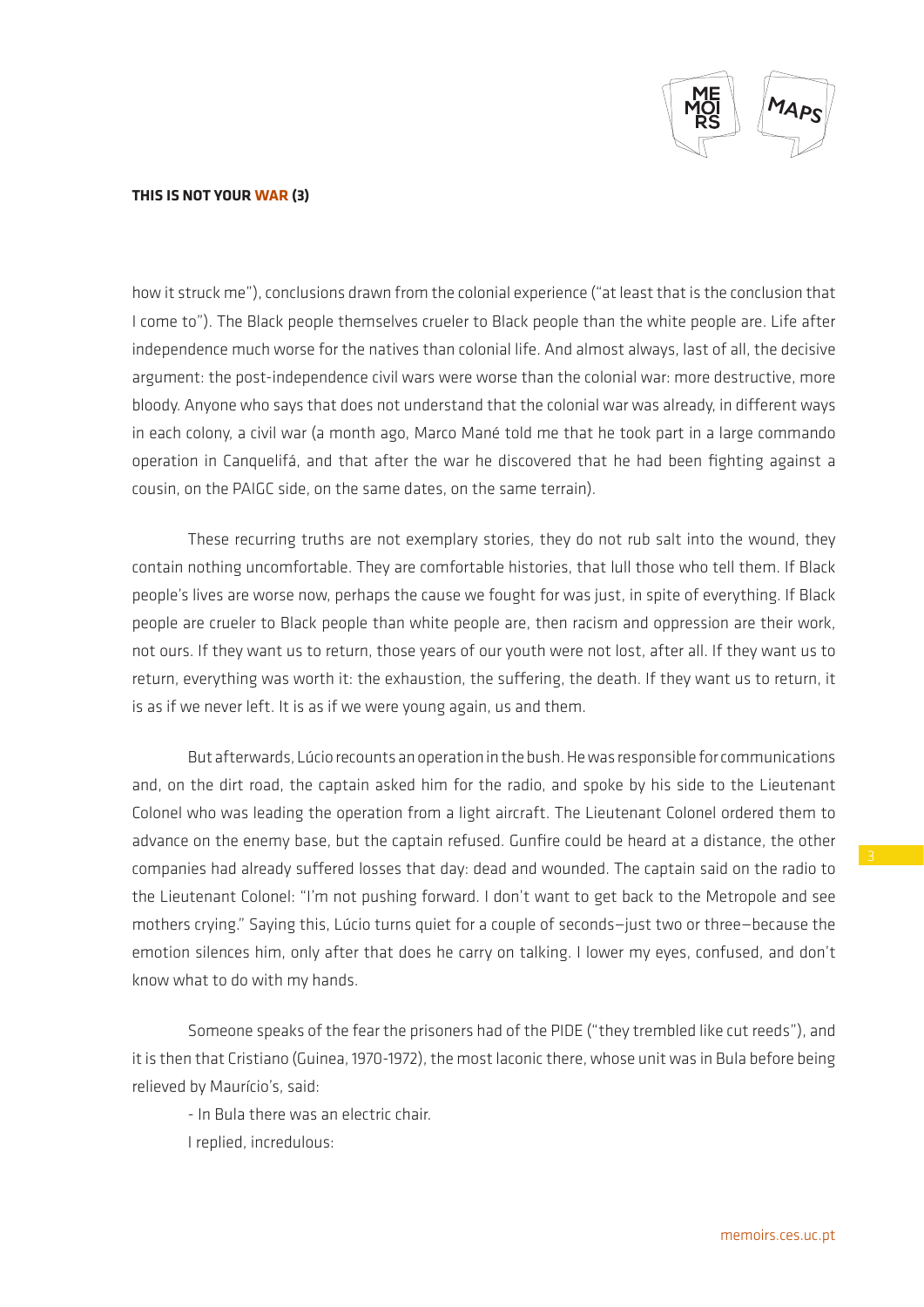how it struck me"), conclusions drawn from the colonial experience ("at least that is the conclusion that I come to"). The Black people themselves crueler to Black people than the white people are. Life after independence much worse for the natives than colonial life. And almost always, last of all, the decisive argument: the post-independence civil wars were worse than the colonial war: more destructive, more bloody. Anyone who says that does not understand that the colonial war was already, in different ways in each colony, a civil war (a month ago, Marco Mané told me that he took part in a large commando operation in Canquelifá, and that after the war he discovered that he had been fighting against a cousin, on the PAIGC side, on the same dates, on the same terrain).

These recurring truths are not exemplary stories, they do not rub salt into the wound, they contain nothing uncomfortable. They are comfortable histories, that lull those who tell them. If Black people's lives are worse now, perhaps the cause we fought for was just, in spite of everything. If Black people are crueler to Black people than white people are, then racism and oppression are their work, not ours. If they want us to return, those years of our youth were not lost, after all. If they want us to return, everything was worth it: the exhaustion, the suffering, the death. If they want us to return, it is as if we never left. It is as if we were young again, us and them.

But afterwards, Lúcio recounts an operation in the bush. He was responsible for communications and, on the dirt road, the captain asked him for the radio, and spoke by his side to the Lieutenant Colonel who was leading the operation from a light aircraft. The Lieutenant Colonel ordered them to advance on the enemy base, but the captain refused. Gunfire could be heard at a distance, the other companies had already suffered losses that day: dead and wounded. The captain said on the radio to the Lieutenant Colonel: "I'm not pushing forward. I don't want to get back to the Metropole and see mothers crying." Saying this, Lúcio turns quiet for a couple of seconds—just two or three—because the emotion silences him, only after that does he carry on talking. I lower my eyes, confused, and don't know what to do with my hands.

Someone speaks of the fear the prisoners had of the PIDE ("they trembled like cut reeds"), and it is then that Cristiano (Guinea, 1970-1972), the most laconic there, whose unit was in Bula before being relieved by Maurício's, said:

- In Bula there was an electric chair.

I replied, incredulous: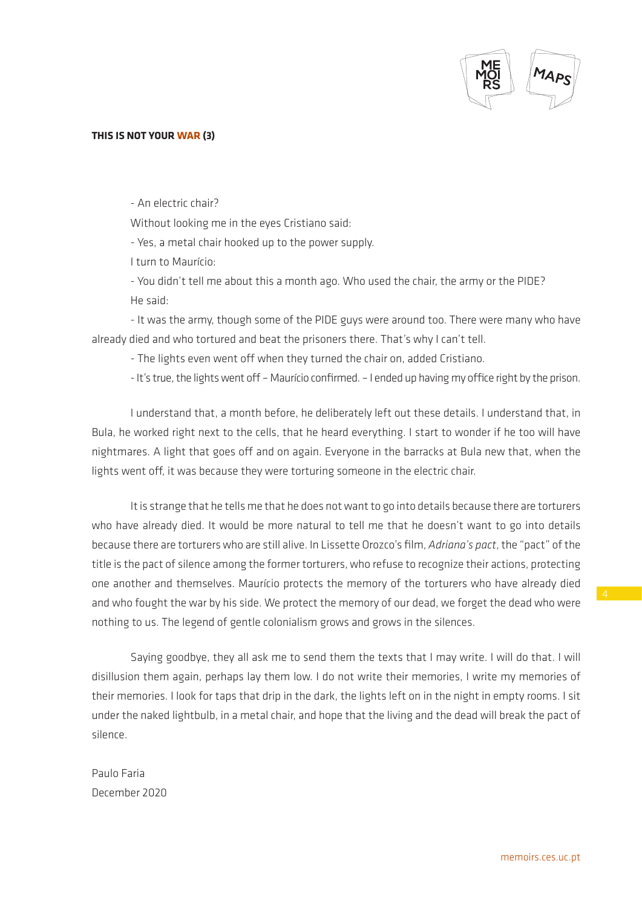**THIS IS NOT YOUR WAR (3)**

- An electric chair?

Without looking me in the eyes Cristiano said:

- Yes, a metal chair hooked up to the power supply.

I turn to Maurício:

- You didn't tell me about this a month ago. Who used the chair, the army or the PIDE?

He said:

- It was the army, though some of the PIDE guys were around too. There were many who have already died and who tortured and beat the prisoners there. That's why I can't tell.

- The lights even went off when they turned the chair on, added Cristiano.

- It's true, the lights went off – Maurício confirmed. – I ended up having my office right by the prison.

I understand that, a month before, he deliberately left out these details. I understand that, in Bula, he worked right next to the cells, that he heard everything. I start to wonder if he too will have nightmares. A light that goes off and on again. Everyone in the barracks at Bula new that, when the lights went off, it was because they were torturing someone in the electric chair.

It is strange that he tells me that he does not want to go into details because there are torturers who have already died. It would be more natural to tell me that he doesn't want to go into details because there are torturers who are still alive. In Lissette Orozco's film, *Adriana's pact*, the "pact" of the title is the pact of silence among the former torturers, who refuse to recognize their actions, protecting one another and themselves. Maurício protects the memory of the torturers who have already died and who fought the war by his side. We protect the memory of our dead, we forget the dead who were nothing to us. The legend of gentle colonialism grows and grows in the silences.

Saying goodbye, they all ask me to send them the texts that I may write. I will do that. I will disillusion them again, perhaps lay them low. I do not write their memories, I write my memories of their memories. I look for taps that drip in the dark, the lights left on in the night in empty rooms. I sit under the naked lightbulb, in a metal chair, and hope that the living and the dead will break the pact of silence.

Paulo Faria
December 2020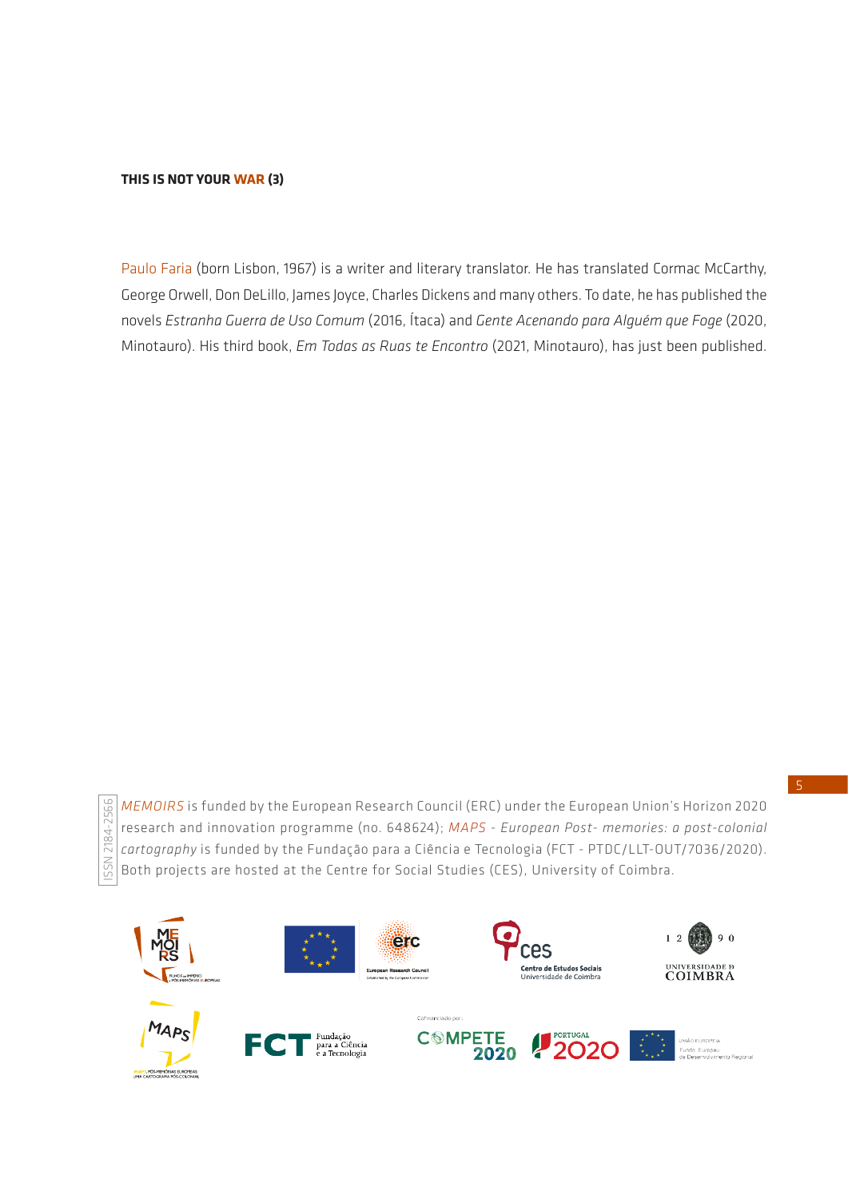**THIS IS NOT YOUR WAR (3)**

Paulo Faria (born Lisbon, 1967) is a writer and literary translator. He has translated Cormac McCarthy, George Orwell, Don DeLillo, James Joyce, Charles Dickens and many others. To date, he has published the novels *Estranha Guerra de Uso Comum* (2016, Ítaca) and *Gente Acenando para Alguém que Foge* (2020, Minotauro). His third book, *Em Todas as Ruas te Encontro* (2021, Minotauro), has just been published.

ISSN 2184-2566

*MEMOIRS* is funded by the European Research Council (ERC) under the European Union's Horizon 2020 research and innovation programme (no. 648624); *MAPS - European Post- memories: a post-colonial cartography* is funded by the Fundação para a Ciência e Tecnologia (FCT - PTDC/LLT-OUT/7036/2020). Both projects are hosted at the Centre for Social Studies (CES), University of Coimbra.